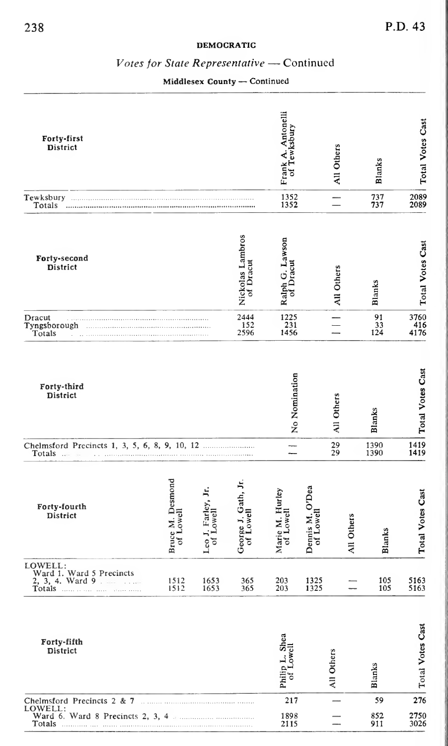**DEMOCRATIC**

## *Votes for State Representative* — Continued

### Middlesex County — Continued

| Forty-first District | Frank A. Antonelli of Tewksbury | All Others | Blanks | Total Votes Cast |
|---|---|---|---|---|
| Tewksbury | 1352 | — | 737 | 2089 |
| Totals | 1352 | — | 737 | 2089 |

| Forty-second District | Nickolas Lambros of Dracut | Ralph G. Lawson of Dracut | All Others | Blanks | Total Votes Cast |
|---|---|---|---|---|---|
| Dracut | 2444 | 1225 | — | 91 | 3760 |
| Tyngsborough | 152 | 231 | — | 33 | 416 |
| Totals | 2596 | 1456 | — | 124 | 4176 |

| Forty-third District | No Nomination | All Others | Blanks | Total Votes Cast |
|---|---|---|---|---|
| Chelmsford Precincts 1, 3, 5, 6, 8, 9, 10, 12 | — | 29 | 1390 | 1419 |
| Totals | — | 29 | 1390 | 1419 |

| Forty-fourth District | Bruce M. Desmond of Lowell | Leo J. Farley, Jr. of Lowell | George J. Gath, Jr. of Lowell | Marie M. Hurley of Lowell | Dennis M. O'Dea of Lowell | All Others | Blanks | Total Votes Cast |
|---|---|---|---|---|---|---|---|---|
| LOWELL: Ward 1. Ward 5 Precincts 2, 3, 4. Ward 9 | 1512 | 1653 | 365 | 203 | 1325 | — | 105 | 5163 |
| Totals | 1512 | 1653 | 365 | 203 | 1325 | — | 105 | 5163 |

| Forty-fifth District | Philip L. Shea of Lowell | All Others | Blanks | Total Votes Cast |
|---|---|---|---|---|
| Chelmsford Precincts 2 & 7 | 217 | — | 59 | 276 |
| LOWELL: Ward 6. Ward 8 Precincts 2, 3, 4 | 1898 | — | 852 | 2750 |
| Totals | 2115 | — | 911 | 3026 |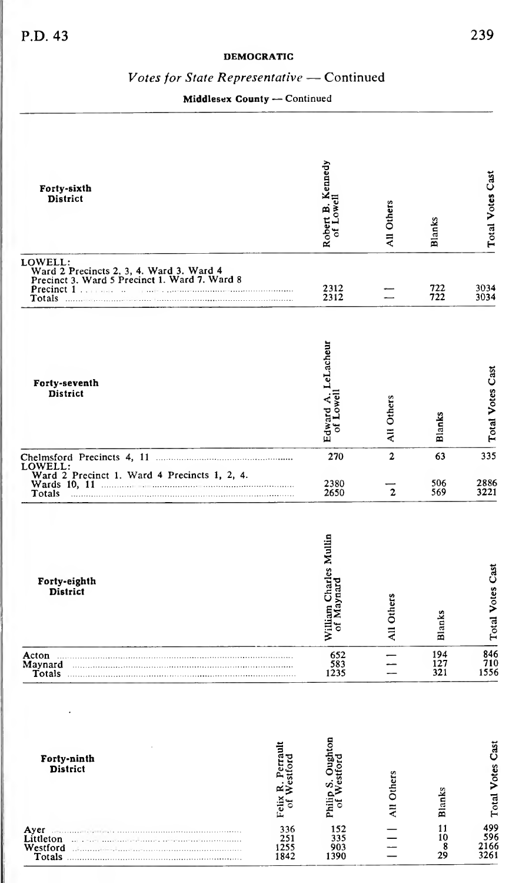**DEMOCRATIC**

*Votes for State Representative* — Continued

**Middlesex County** — Continued

| Forty-sixth District | Robert B. Kennedy of Lowell | All Others | Blanks | Total Votes Cast |
|---|---|---|---|---|
| LOWELL: Ward 2 Precincts 2, 3, 4. Ward 3. Ward 4 Precinct 3. Ward 5 Precinct 1. Ward 7. Ward 8 Precinct 1 | 2312 | — | 722 | 3034 |
| Totals | 2312 | — | 722 | 3034 |

| Forty-seventh District | Edward A. LeLacheur of Lowell | All Others | Blanks | Total Votes Cast |
|---|---|---|---|---|
| Chelmsford Precincts 4, 11 | 270 | 2 | 63 | 335 |
| LOWELL: Ward 2 Precinct 1. Ward 4 Precincts 1, 2, 4. Wards 10, 11 | 2380 | — | 506 | 2886 |
| Totals | 2650 | 2 | 569 | 3221 |

| Forty-eighth District | William Charles Mullin of Maynard | All Others | Blanks | Total Votes Cast |
|---|---|---|---|---|
| Acton | 652 | — | 194 | 846 |
| Maynard | 583 | — | 127 | 710 |
| Totals | 1235 | — | 321 | 1556 |

| Forty-ninth District | Felix R. Perrault of Westford | Philip S. Oughton of Westford | All Others | Blanks | Total Votes Cast |
|---|---|---|---|---|---|
| Ayer | 336 | 152 | — | 11 | 499 |
| Littleton | 251 | 335 | — | 10 | 596 |
| Westford | 1255 | 903 | — | 8 | 2166 |
| Totals | 1842 | 1390 | — | 29 | 3261 |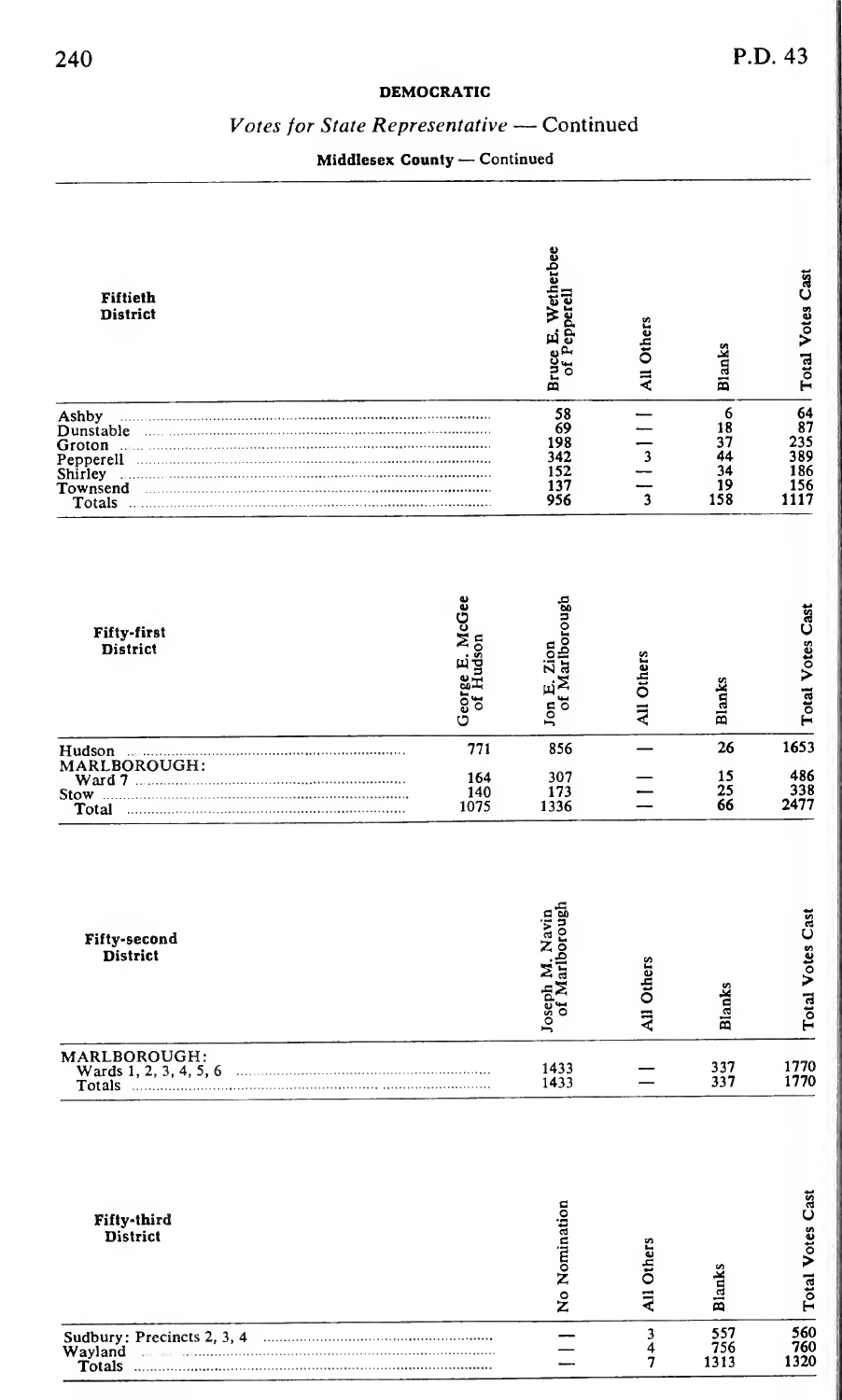**DEMOCRATIC**

## *Votes for State Representative* — Continued

**Middlesex County — Continued**

| Fiftieth District | Bruce E. Wetherbee of Pepperell | All Others | Blanks | Total Votes Cast |
|---|---|---|---|---|
| Ashby | 58 | — | 6 | 64 |
| Dunstable | 69 | — | 18 | 87 |
| Groton | 198 | — | 37 | 235 |
| Pepperell | 342 | 3 | 44 | 389 |
| Shirley | 152 | — | 34 | 186 |
| Townsend | 137 | — | 19 | 156 |
| Totals | 956 | 3 | 158 | 1117 |

| Fifty-first District | George E. McGee of Hudson | Jon E. Zion of Marlborough | All Others | Blanks | Total Votes Cast |
|---|---|---|---|---|---|
| Hudson | 771 | 856 | — | 26 | 1653 |
| MARLBOROUGH: | | | | | |
| Ward 7 | 164 | 307 | — | 15 | 486 |
| Stow | 140 | 173 | — | 25 | 338 |
| Total | 1075 | 1336 | — | 66 | 2477 |

| Fifty-second District | Joseph M. Navin of Marlborough | All Others | Blanks | Total Votes Cast |
|---|---|---|---|---|
| MARLBOROUGH: | | | | |
| Wards 1, 2, 3, 4, 5, 6 | 1433 | — | 337 | 1770 |
| Totals | 1433 | — | 337 | 1770 |

| Fifty-third District | No Nomination | All Others | Blanks | Total Votes Cast |
|---|---|---|---|---|
| Sudbury: Precincts 2, 3, 4 | — | 3 | 557 | 560 |
| Wayland | — | 4 | 756 | 760 |
| Totals | — | 7 | 1313 | 1320 |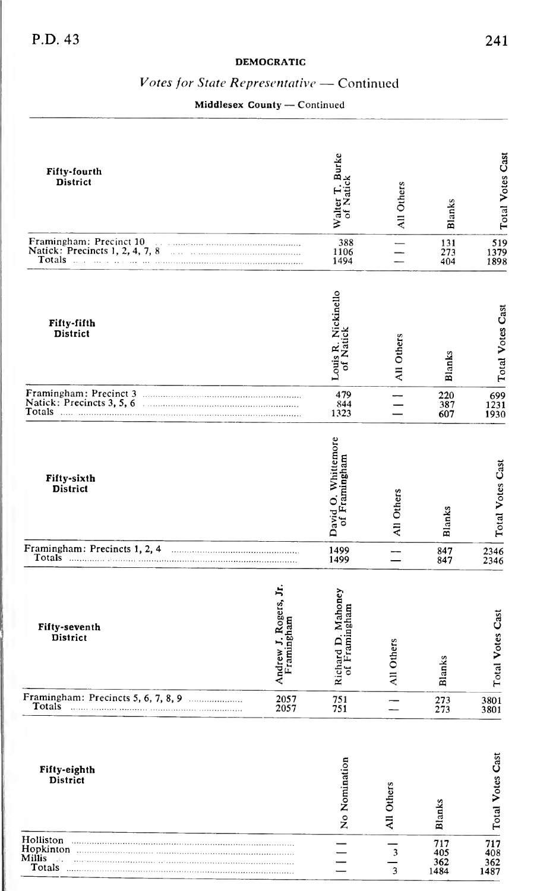## DEMOCRATIC

### *Votes for State Representative* — Continued

**Middlesex County — Continued**

| Fifty-fourth District | Walter T. Burke of Natick | All Others | Blanks | Total Votes Cast |
|---|---|---|---|---|
| Framingham: Precinct 10 | 388 | — | 131 | 519 |
| Natick: Precincts 1, 2, 4, 7, 8 | 1106 | — | 273 | 1379 |
| Totals | 1494 | — | 404 | 1898 |

| Fifty-fifth District | Louis R. Nickinello of Natick | All Others | Blanks | Total Votes Cast |
|---|---|---|---|---|
| Framingham: Precinct 3 | 479 | — | 220 | 699 |
| Natick: Precincts 3, 5, 6 | 844 | — | 387 | 1231 |
| Totals | 1323 | — | 607 | 1930 |

| Fifty-sixth District | David O. Whittemore of Framingham | All Others | Blanks | Total Votes Cast |
|---|---|---|---|---|
| Framingham: Precincts 1, 2, 4 | 1499 | — | 847 | 2346 |
| Totals | 1499 | — | 847 | 2346 |

| Fifty-seventh District | Andrew J. Rogers, Jr. Framingham | Richard D. Mahoney of Framingham | All Others | Blanks | Total Votes Cast |
|---|---|---|---|---|---|
| Framingham: Precincts 5, 6, 7, 8, 9 | 2057 | 751 | — | 273 | 3801 |
| Totals | 2057 | 751 | — | 273 | 3801 |

| Fifty-eighth District | No Nomination | All Others | Blanks | Total Votes Cast |
|---|---|---|---|---|
| Holliston | — | — | 717 | 717 |
| Hopkinton | — | 3 | 405 | 408 |
| Millis | — | — | 362 | 362 |
| Totals | — | 3 | 1484 | 1487 |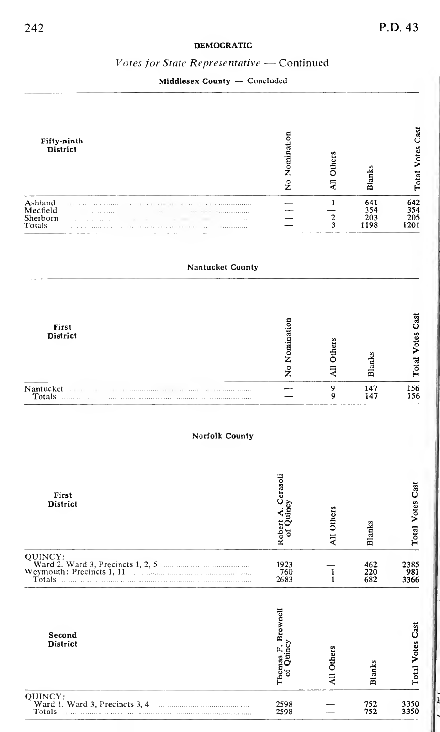**DEMOCRATIC**

*Votes for State Representative* — Continued

**Middlesex County — Concluded**

| Fifty-ninth District | No Nomination | All Others | Blanks | Total Votes Cast |
|---|---|---|---|---|
| Ashland | — | 1 | 641 | 642 |
| Medfield | — | — | 354 | 354 |
| Sherborn | — | 2 | 203 | 205 |
| Totals | — | 3 | 1198 | 1201 |

**Nantucket County**

| First District | No Nomination | All Others | Blanks | Total Votes Cast |
|---|---|---|---|---|
| Nantucket | — | 9 | 147 | 156 |
| Totals | — | 9 | 147 | 156 |

**Norfolk County**

| First District | Robert A. Cerasoli of Quincy | All Others | Blanks | Total Votes Cast |
|---|---|---|---|---|
| QUINCY: | | | | |
| Ward 2. Ward 3, Precincts 1, 2, 5 | 1923 | — | 462 | 2385 |
| Weymouth: Precincts 1, 11 | 760 | 1 | 220 | 981 |
| Totals | 2683 | 1 | 682 | 3366 |

| Second District | Thomas F. Brownell of Quincy | All Others | Blanks | Total Votes Cast |
|---|---|---|---|---|
| QUINCY: | | | | |
| Ward 1. Ward 3, Precincts 3, 4 | 2598 | — | 752 | 3350 |
| Totals | 2598 | — | 752 | 3350 |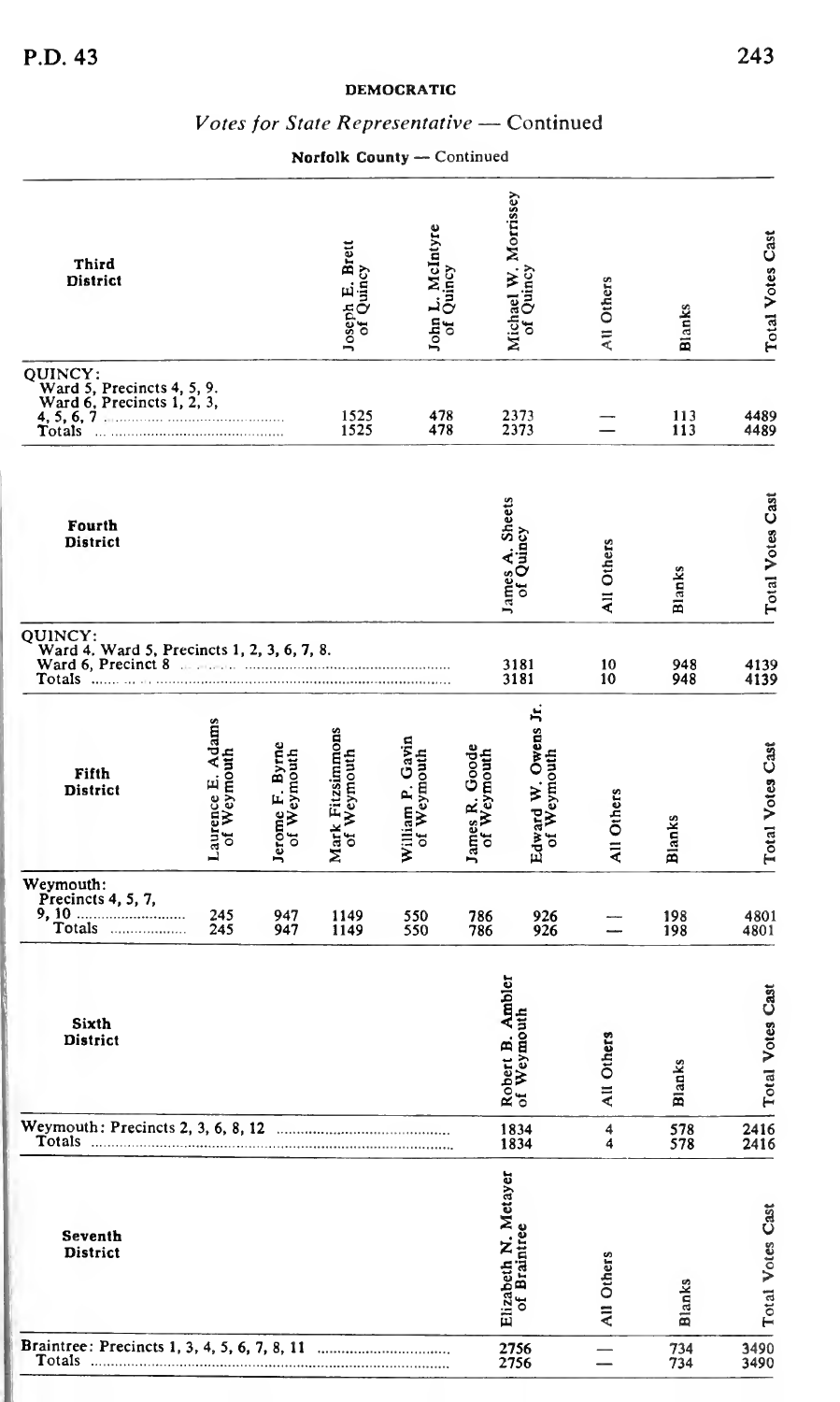## DEMOCRATIC

### *Votes for State Representative* — Continued

**Norfolk County** — Continued

| Third District | Joseph E. Brett of Quincy | John L. McIntyre of Quincy | Michael W. Morrissey of Quincy | All Others | Blanks | Total Votes Cast |
|---|---|---|---|---|---|---|
| QUINCY: Ward 5, Precincts 4, 5, 9. Ward 6, Precincts 1, 2, 3, 4, 5, 6, 7 | 1525 | 478 | 2373 | — | 113 | 4489 |
| Totals | 1525 | 478 | 2373 | — | 113 | 4489 |

| Fourth District | James A. Sheets of Quincy | All Others | Blanks | Total Votes Cast |
|---|---|---|---|---|
| QUINCY: Ward 4. Ward 5, Precincts 1, 2, 3, 6, 7, 8. Ward 6, Precinct 8 | 3181 | 10 | 948 | 4139 |
| Totals | 3181 | 10 | 948 | 4139 |

| Fifth District | Laurence E. Adams of Weymouth | Jerome F. Byrne of Weymouth | Mark Fitzsimmons of Weymouth | William P. Gavin of Weymouth | James R. Goode of Weymouth | Edward W. Owens Jr. of Weymouth | All Others | Blanks | Total Votes Cast |
|---|---|---|---|---|---|---|---|---|---|
| Weymouth: Precincts 4, 5, 7, 9, 10 | 245 | 947 | 1149 | 550 | 786 | 926 | — | 198 | 4801 |
| Totals | 245 | 947 | 1149 | 550 | 786 | 926 | — | 198 | 4801 |

| Sixth District | Robert B. Ambler of Weymouth | All Others | Blanks | Total Votes Cast |
|---|---|---|---|---|
| Weymouth: Precincts 2, 3, 6, 8, 12 | 1834 | 4 | 578 | 2416 |
| Totals | 1834 | 4 | 578 | 2416 |

| Seventh District | Elizabeth N. Metayer of Braintree | All Others | Blanks | Total Votes Cast |
|---|---|---|---|---|
| Braintree: Precincts 1, 3, 4, 5, 6, 7, 8, 11 | 2756 | — | 734 | 3490 |
| Totals | 2756 | — | 734 | 3490 |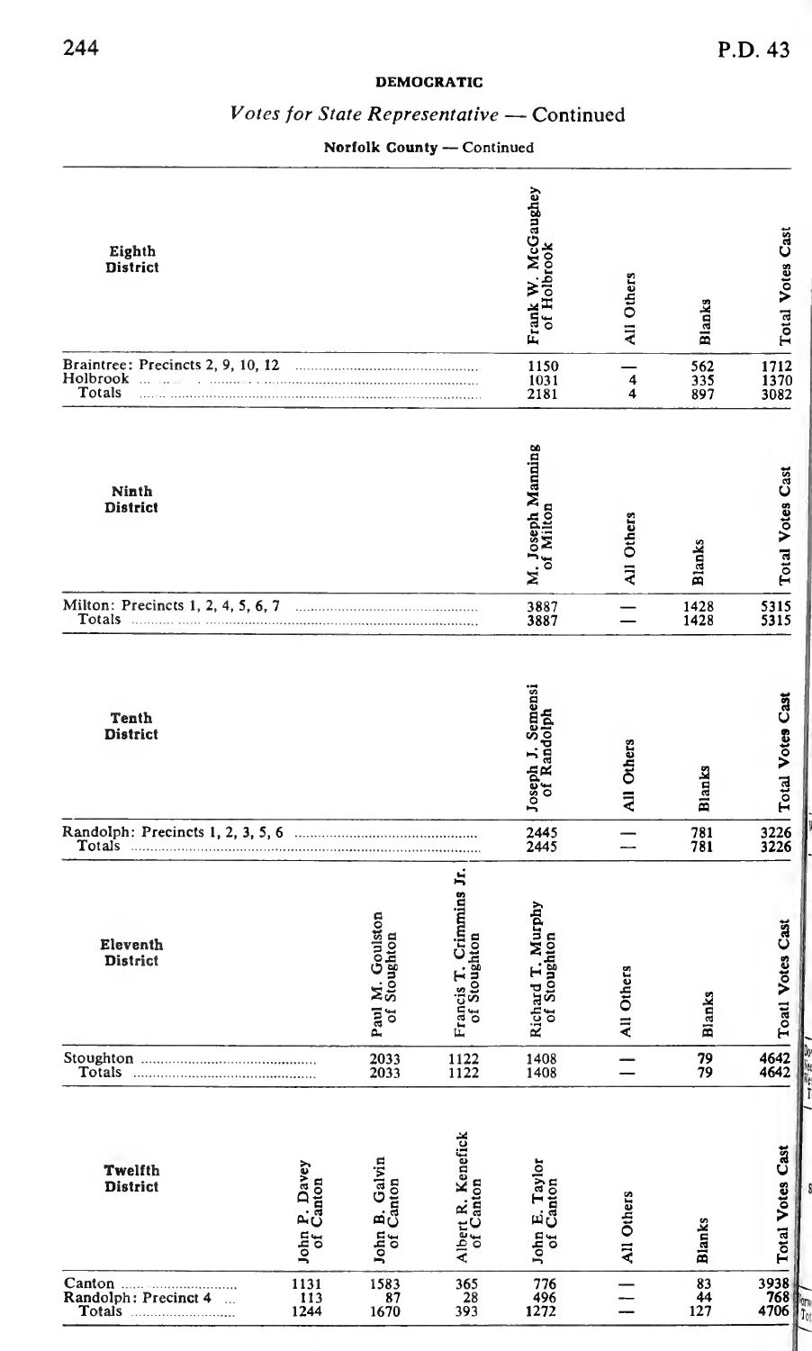**DEMOCRATIC**

## *Votes for State Representative* — Continued

**Norfolk County — Continued**

| Eighth District | Frank W. McGaughey of Holbrook | All Others | Blanks | Total Votes Cast |
|---|---|---|---|---|
| Braintree: Precincts 2, 9, 10, 12 | 1150 | — | 562 | 1712 |
| Holbrook | 1031 | 4 | 335 | 1370 |
| Totals | 2181 | 4 | 897 | 3082 |

| Ninth District | M. Joseph Manning of Milton | All Others | Blanks | Total Votes Cast |
|---|---|---|---|---|
| Milton: Precincts 1, 2, 4, 5, 6, 7 | 3887 | — | 1428 | 5315 |
| Totals | 3887 | — | 1428 | 5315 |

| Tenth District | Joseph J. Semensi of Randolph | All Others | Blanks | Total Votes Cast |
|---|---|---|---|---|
| Randolph: Precincts 1, 2, 3, 5, 6 | 2445 | — | 781 | 3226 |
| Totals | 2445 | — | 781 | 3226 |

| Eleventh District | Paul M. Goulston of Stoughton | Francis T. Crimmins Jr. of Stoughton | Richard T. Murphy of Stoughton | All Others | Blanks | Toatl Votes Cast |
|---|---|---|---|---|---|---|
| Stoughton | 2033 | 1122 | 1408 | — | 79 | 4642 |
| Totals | 2033 | 1122 | 1408 | — | 79 | 4642 |

| Twelfth District | John P. Davey of Canton | John B. Galvin of Canton | Albert R. Kenefick of Canton | John E. Taylor of Canton | All Others | Blanks | Total Votes Cast |
|---|---|---|---|---|---|---|---|
| Canton | 1131 | 1583 | 365 | 776 | — | 83 | 3938 |
| Randolph: Precinct 4 | 113 | 87 | 28 | 496 | — | 44 | 768 |
| Totals | 1244 | 1670 | 393 | 1272 | — | 127 | 4706 |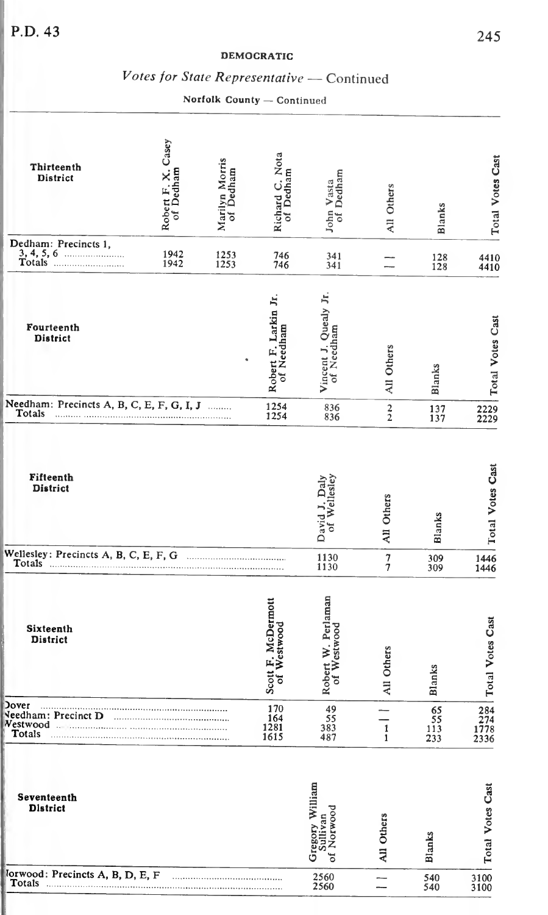P.D. 43

**DEMOCRATIC**

## *Votes for State Representative* — Continued

**Norfolk County — Continued**

| Thirteenth District | Robert F. X. Casey of Dedham | Marilyn Morris of Dedham | Richard C. Nota of Dedham | John Vasta of Dedham | All Others | Blanks | Total Votes Cast |
|---|---|---|---|---|---|---|---|
| Dedham: Precincts 1, 3, 4, 5, 6 | 1942 | 1253 | 746 | 341 | — | 128 | 4410 |
| Totals | 1942 | 1253 | 746 | 341 | — | 128 | 4410 |

| Fourteenth District | Robert F. Larkin Jr. of Needham | Vincent J. Quealy Jr. of Needham | All Others | Blanks | Total Votes Cast |
|---|---|---|---|---|---|
| Needham: Precincts A, B, C, E, F, G, I, J | 1254 | 836 | 2 | 137 | 2229 |
| Totals | 1254 | 836 | 2 | 137 | 2229 |

| Fifteenth District | David J. Daly of Wellesley | All Others | Blanks | Total Votes Cast |
|---|---|---|---|---|
| Wellesley: Precincts A, B, C, E, F, G | 1130 | 7 | 309 | 1446 |
| Totals | 1130 | 7 | 309 | 1446 |

| Sixteenth District | Scott F. McDermott of Westwood | Robert W. Perlaman of Westwood | All Others | Blanks | Total Votes Cast |
|---|---|---|---|---|---|
| Dover | 170 | 49 | — | 65 | 284 |
| Needham: Precinct D | 164 | 55 | — | 55 | 274 |
| Westwood | 1281 | 383 | 1 | 113 | 1778 |
| Totals | 1615 | 487 | 1 | 233 | 2336 |

| Seventeenth District | Gregory William Sullivan of Norwood | All Others | Blanks | Total Votes Cast |
|---|---|---|---|---|
| Norwood: Precincts A, B, D, E, F | 2560 | — | 540 | 3100 |
| Totals | 2560 | — | 540 | 3100 |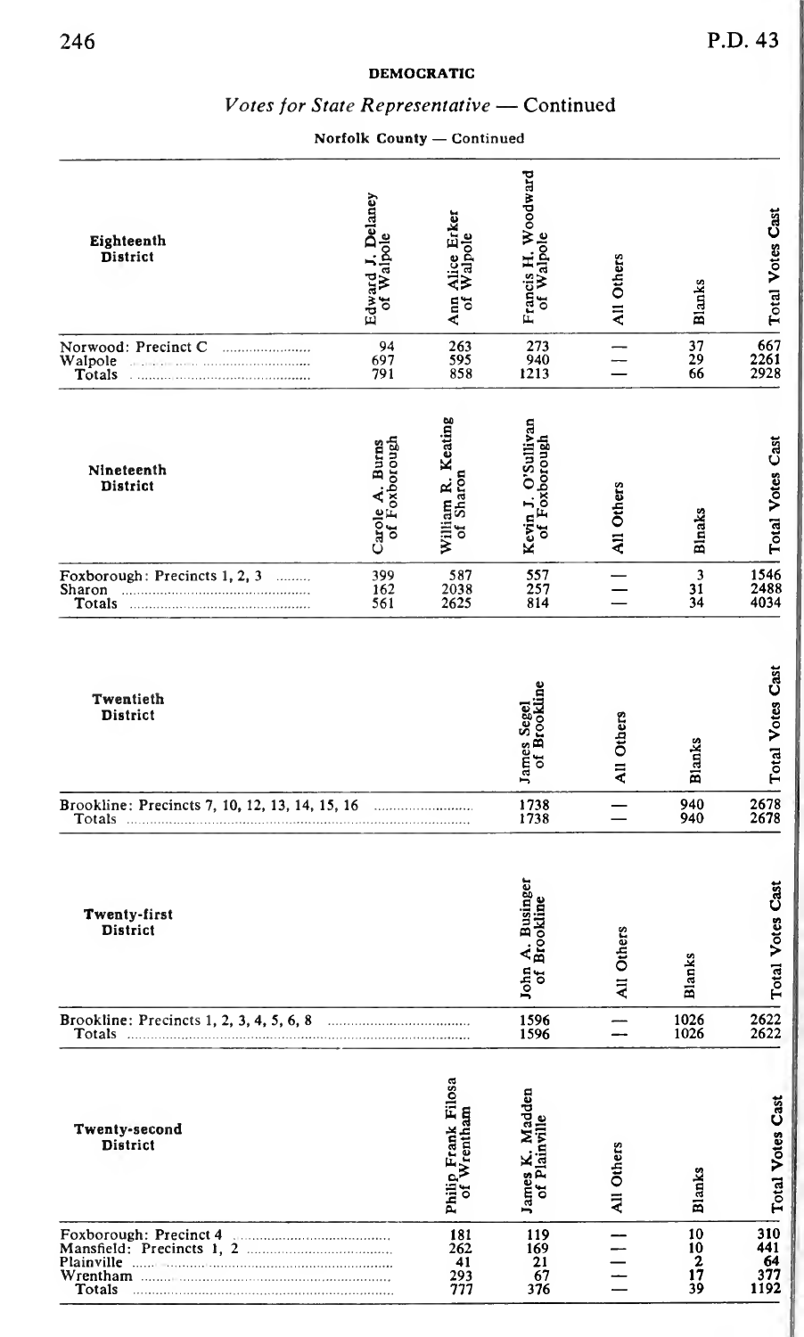**DEMOCRATIC**

## *Votes for State Representative* — Continued

**Norfolk County — Continued**

| Eighteenth District | Edward J. Delaney of Walpole | Ann Alice Erker of Walpole | Francis H. Woodward of Walpole | All Others | Blanks | Total Votes Cast |
|---|---|---|---|---|---|---|
| Norwood: Precinct C | 94 | 263 | 273 | — | 37 | 667 |
| Walpole | 697 | 595 | 940 | — | 29 | 2261 |
| Totals | 791 | 858 | 1213 | — | 66 | 2928 |

| Nineteenth District | Carole A. Burns of Foxborough | William R. Keating of Sharon | Kevin J. O'Sullivan of Foxborough | All Others | Blnaks | Total Votes Cast |
|---|---|---|---|---|---|---|
| Foxborough: Precincts 1, 2, 3 | 399 | 587 | 557 | — | 3 | 1546 |
| Sharon | 162 | 2038 | 257 | — | 31 | 2488 |
| Totals | 561 | 2625 | 814 | — | 34 | 4034 |

| Twentieth District | James Segel of Brookline | All Others | Blanks | Total Votes Cast |
|---|---|---|---|---|
| Brookline: Precincts 7, 10, 12, 13, 14, 15, 16 | 1738 | — | 940 | 2678 |
| Totals | 1738 | — | 940 | 2678 |

| Twenty-first District | John A. Businger of Brookline | All Others | Blanks | Total Votes Cast |
|---|---|---|---|---|
| Brookline: Precincts 1, 2, 3, 4, 5, 6, 8 | 1596 | — | 1026 | 2622 |
| Totals | 1596 | — | 1026 | 2622 |

| Twenty-second District | Philip Frank Filosa of Wrentham | James K. Madden of Plainville | All Others | Blanks | Total Votes Cast |
|---|---|---|---|---|---|
| Foxborough: Precinct 4 | 181 | 119 | — | 10 | 310 |
| Mansfield: Precincts 1, 2 | 262 | 169 | — | 10 | 441 |
| Plainville | 41 | 21 | — | 2 | 64 |
| Wrentham | 293 | 67 | — | 17 | 377 |
| Totals | 777 | 376 | — | 39 | 1192 |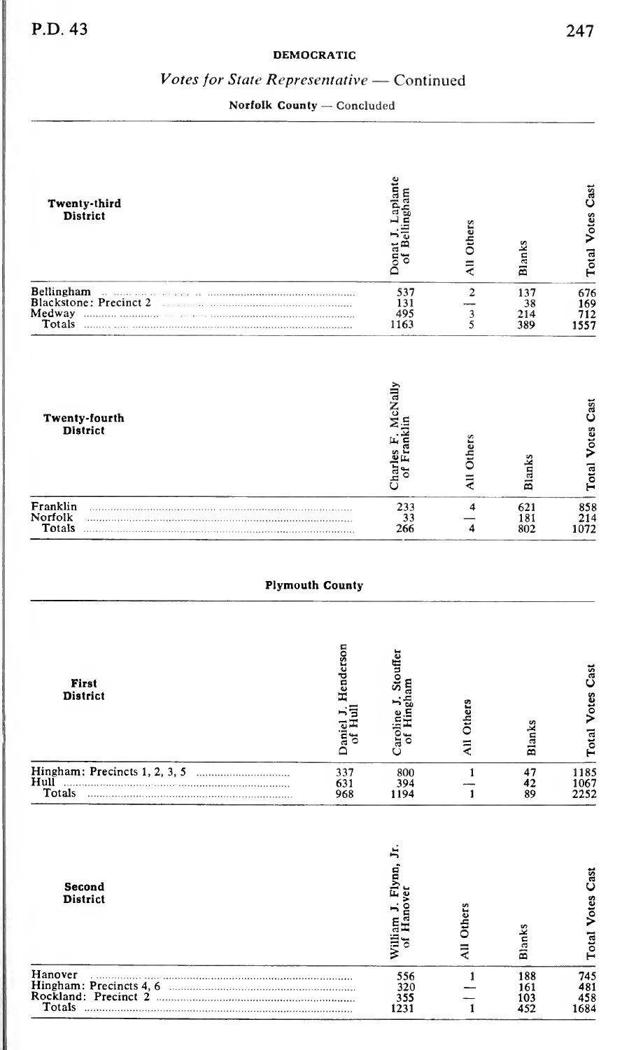**DEMOCRATIC**

## *Votes for State Representative* — Continued

**Norfolk County** — Concluded

| Twenty-third District | Donat J. Laplante of Bellingham | All Others | Blanks | Total Votes Cast |
|---|---|---|---|---|
| Bellingham | 537 | 2 | 137 | 676 |
| Blackstone: Precinct 2 | 131 | — | 38 | 169 |
| Medway | 495 | 3 | 214 | 712 |
| Totals | 1163 | 5 | 389 | 1557 |

| Twenty-fourth District | Charles F. McNally of Franklin | All Others | Blanks | Total Votes Cast |
|---|---|---|---|---|
| Franklin | 233 | 4 | 621 | 858 |
| Norfolk | 33 | — | 181 | 214 |
| Totals | 266 | 4 | 802 | 1072 |

### Plymouth County

| First District | Daniel J. Henderson of Hull | Caroline J. Stouffer of Hingham | All Others | Blanks | Total Votes Cast |
|---|---|---|---|---|---|
| Hingham: Precincts 1, 2, 3, 5 | 337 | 800 | 1 | 47 | 1185 |
| Hull | 631 | 394 | — | 42 | 1067 |
| Totals | 968 | 1194 | 1 | 89 | 2252 |

| Second District | William J. Flynn, Jr. of Hanover | All Others | Blanks | Total Votes Cast |
|---|---|---|---|---|
| Hanover | 556 | 1 | 188 | 745 |
| Hingham: Precincts 4, 6 | 320 | — | 161 | 481 |
| Rockland: Precinct 2 | 355 | — | 103 | 458 |
| Totals | 1231 | 1 | 452 | 1684 |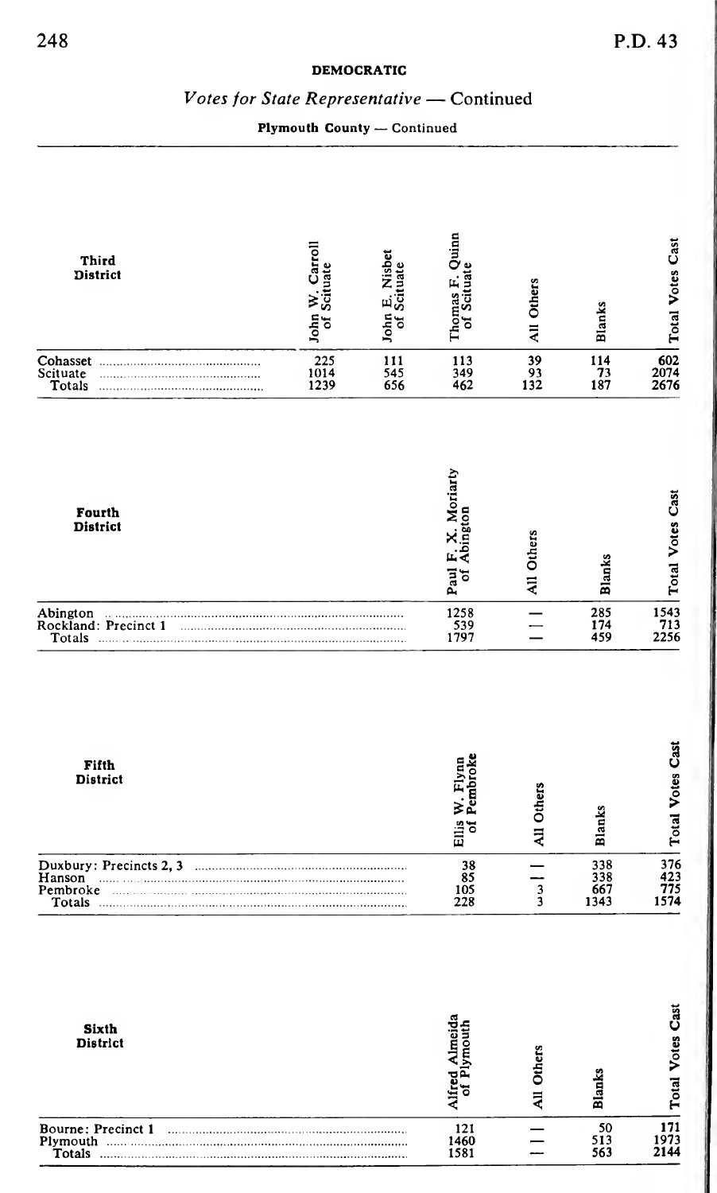**DEMOCRATIC**

## *Votes for State Representative — Continued*

**Plymouth County — Continued**

| Third District | John W. Carroll of Scituate | John E. Nisbet of Scituate | Thomas F. Quinn of Scituate | All Others | Blanks | Total Votes Cast |
|---|---|---|---|---|---|---|
| Cohasset | 225 | 111 | 113 | 39 | 114 | 602 |
| Scituate | 1014 | 545 | 349 | 93 | 73 | 2074 |
| Totals | 1239 | 656 | 462 | 132 | 187 | 2676 |

| Fourth District | Paul F. X. Moriarty of Abington | All Others | Blanks | Total Votes Cast |
|---|---|---|---|---|
| Abington | 1258 | — | 285 | 1543 |
| Rockland: Precinct 1 | 539 | — | 174 | 713 |
| Totals | 1797 | — | 459 | 2256 |

| Fifth District | Ellis W. Flynn of Pembroke | All Others | Blanks | Total Votes Cast |
|---|---|---|---|---|
| Duxbury: Precincts 2, 3 | 38 | — | 338 | 376 |
| Hanson | 85 | — | 338 | 423 |
| Pembroke | 105 | 3 | 667 | 775 |
| Totals | 228 | 3 | 1343 | 1574 |

| Sixth District | Alfred Almeida of Plymouth | All Others | Blanks | Total Votes Cast |
|---|---|---|---|---|
| Bourne: Precinct 1 | 121 | — | 50 | 171 |
| Plymouth | 1460 | — | 513 | 1973 |
| Totals | 1581 | — | 563 | 2144 |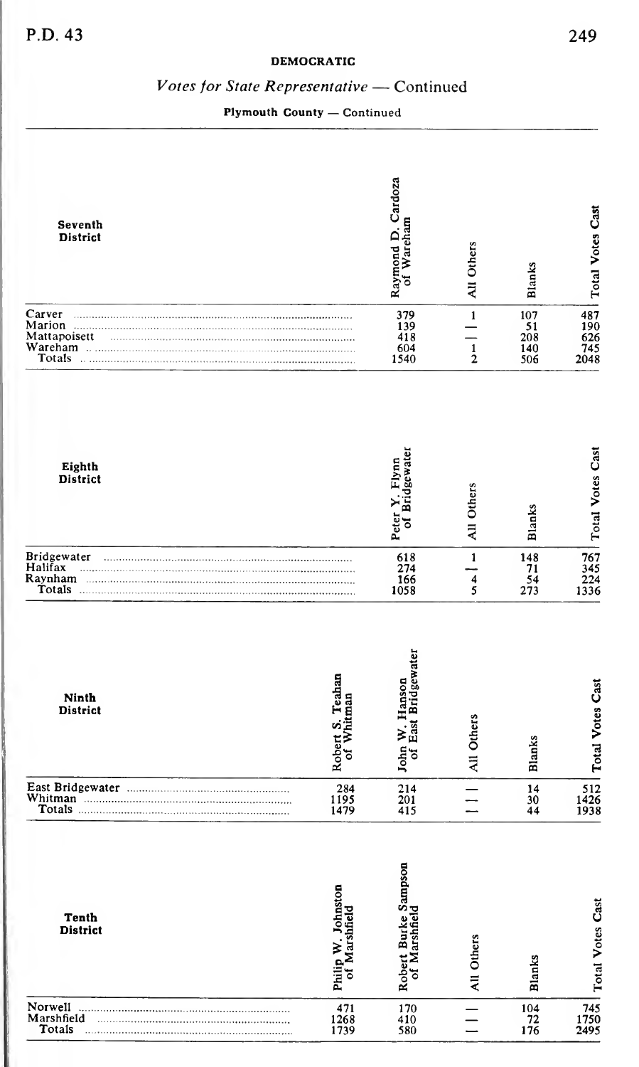**DEMOCRATIC**

## *Votes for State Representative* — Continued

### Plymouth County — Continued

| Seventh District | Raymond D. Cardoza of Wareham | All Others | Blanks | Total Votes Cast |
|---|---|---|---|---|
| Carver | 379 | 1 | 107 | 487 |
| Marion | 139 | — | 51 | 190 |
| Mattapoisett | 418 | — | 208 | 626 |
| Wareham | 604 | 1 | 140 | 745 |
| Totals | 1540 | 2 | 506 | 2048 |

| Eighth District | Peter Y. Flynn of Bridgewater | All Others | Blanks | Total Votes Cast |
|---|---|---|---|---|
| Bridgewater | 618 | 1 | 148 | 767 |
| Halifax | 274 | — | 71 | 345 |
| Raynham | 166 | 4 | 54 | 224 |
| Totals | 1058 | 5 | 273 | 1336 |

| Ninth District | Robert S. Teahan of Whitman | John W. Hanson of East Bridgewater | All Others | Blanks | Total Votes Cast |
|---|---|---|---|---|---|
| East Bridgewater | 284 | 214 | — | 14 | 512 |
| Whitman | 1195 | 201 | — | 30 | 1426 |
| Totals | 1479 | 415 | — | 44 | 1938 |

| Tenth District | Philip W. Johnston of Marshfield | Robert Burke Sampson of Marshfield | All Others | Blanks | Total Votes Cast |
|---|---|---|---|---|---|
| Norwell | 471 | 170 | — | 104 | 745 |
| Marshfield | 1268 | 410 | — | 72 | 1750 |
| Totals | 1739 | 580 | — | 176 | 2495 |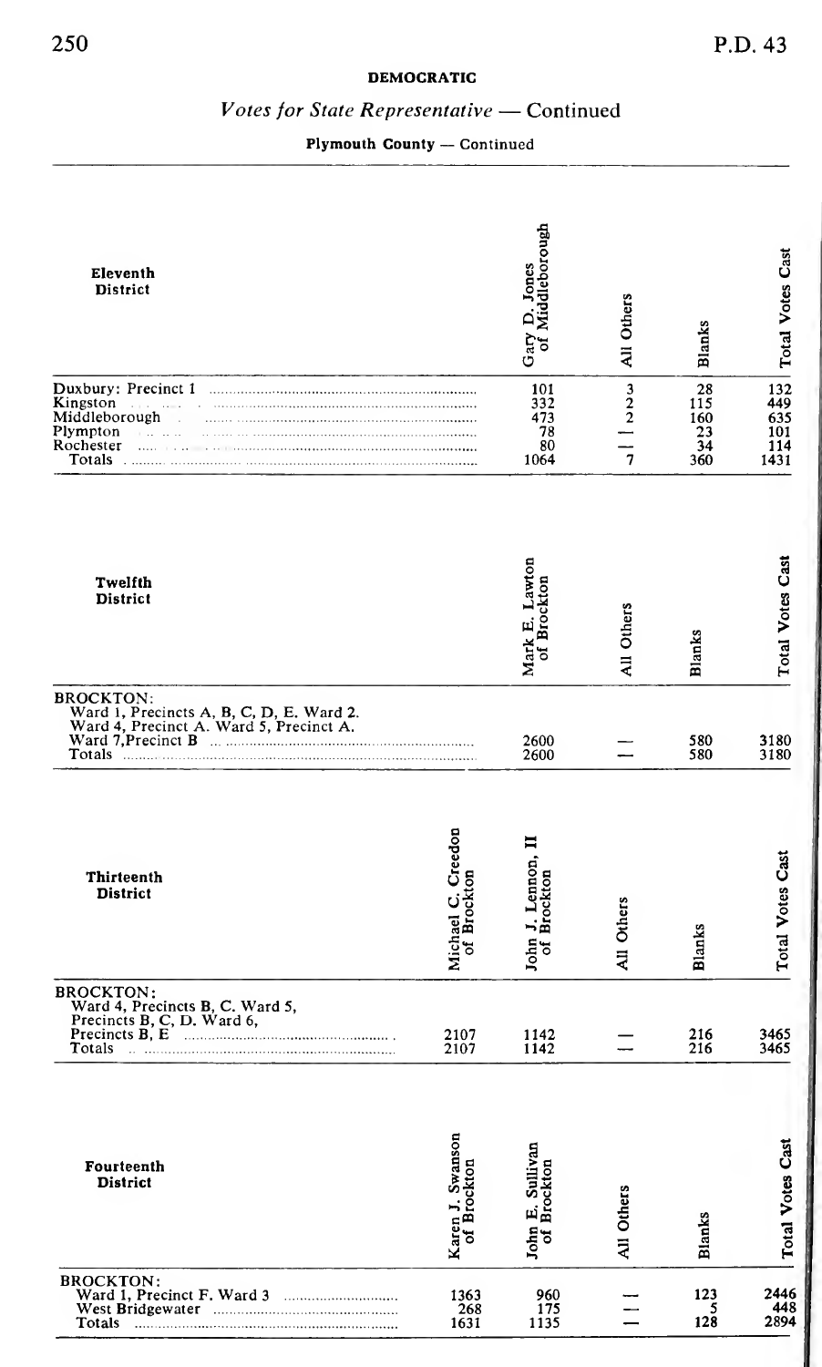**DEMOCRATIC**

*Votes for State Representative* — Continued

**Plymouth County** — Continued

| Eleventh District | Gary D. Jones of Middleborough | All Others | Blanks | Total Votes Cast |
|---|---|---|---|---|
| Duxbury: Precinct 1 | 101 | 3 | 28 | 132 |
| Kingston | 332 | 2 | 115 | 449 |
| Middleborough | 473 | 2 | 160 | 635 |
| Plympton | 78 | — | 23 | 101 |
| Rochester | 80 | — | 34 | 114 |
| Totals | 1064 | 7 | 360 | 1431 |

| Twelfth District | Mark E. Lawton of Brockton | All Others | Blanks | Total Votes Cast |
|---|---|---|---|---|
| BROCKTON: Ward 1, Precincts A, B, C, D, E. Ward 2. Ward 4, Precinct A. Ward 5, Precinct A. Ward 7, Precinct B | 2600 | — | 580 | 3180 |
| Totals | 2600 | — | 580 | 3180 |

| Thirteenth District | Michael C. Creedon of Brockton | John J. Lennon, II of Brockton | All Others | Blanks | Total Votes Cast |
|---|---|---|---|---|---|
| BROCKTON: Ward 4, Precincts B, C. Ward 5, Precincts B, C, D. Ward 6, Precincts B, E | 2107 | 1142 | — | 216 | 3465 |
| Totals | 2107 | 1142 | — | 216 | 3465 |

| Fourteenth District | Karen J. Swanson of Brockton | John E. Sullivan of Brockton | All Others | Blanks | Total Votes Cast |
|---|---|---|---|---|---|
| BROCKTON: Ward 1, Precinct F. Ward 3 | 1363 | 960 | — | 123 | 2446 |
| West Bridgewater | 268 | 175 | — | 5 | 448 |
| Totals | 1631 | 1135 | — | 128 | 2894 |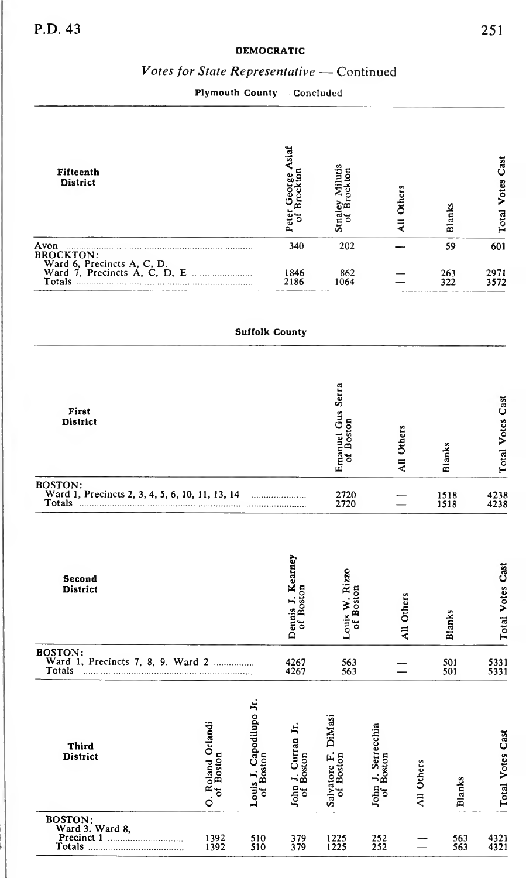## DEMOCRATIC

### *Votes for State Representative* — Continued

**Plymouth County** — Concluded

| Fifteenth District | Peter George Asiaf of Brockton | Stanley Milutis of Brockton | All Others | Blanks | Total Votes Cast |
|---|---|---|---|---|---|
| Avon | 340 | 202 | — | 59 | 601 |
| BROCKTON: | | | | | |
| Ward 6, Precincts A, C, D. Ward 7, Precincts A, C, D, E | 1846 | 862 | — | 263 | 2971 |
| Totals | 2186 | 1064 | — | 322 | 3572 |

**Suffolk County**

| First District | Emanuel Gus Serra of Boston | All Others | Blanks | Total Votes Cast |
|---|---|---|---|---|
| BOSTON: | | | | |
| Ward 1, Precincts 2, 3, 4, 5, 6, 10, 11, 13, 14 | 2720 | — | 1518 | 4238 |
| Totals | 2720 | — | 1518 | 4238 |

| Second District | Dennis J. Kearney of Boston | Louis W. Rizzo of Boston | All Others | Blanks | Total Votes Cast |
|---|---|---|---|---|---|
| BOSTON: | | | | | |
| Ward 1, Precincts 7, 8, 9. Ward 2 | 4267 | 563 | — | 501 | 5331 |
| Totals | 4267 | 563 | — | 501 | 5331 |

| Third District | O. Roland Orlandi of Boston | Louis J. Capodilupo Jr. of Boston | John J. Curran Jr. of Boston | Salvatore F. DiMasi of Boston | John J. Serrecchia of Boston | All Others | Blanks | Total Votes Cast |
|---|---|---|---|---|---|---|---|---|
| BOSTON: | | | | | | | | |
| Ward 3. Ward 8, Precinct 1 | 1392 | 510 | 379 | 1225 | 252 | — | 563 | 4321 |
| Totals | 1392 | 510 | 379 | 1225 | 252 | — | 563 | 4321 |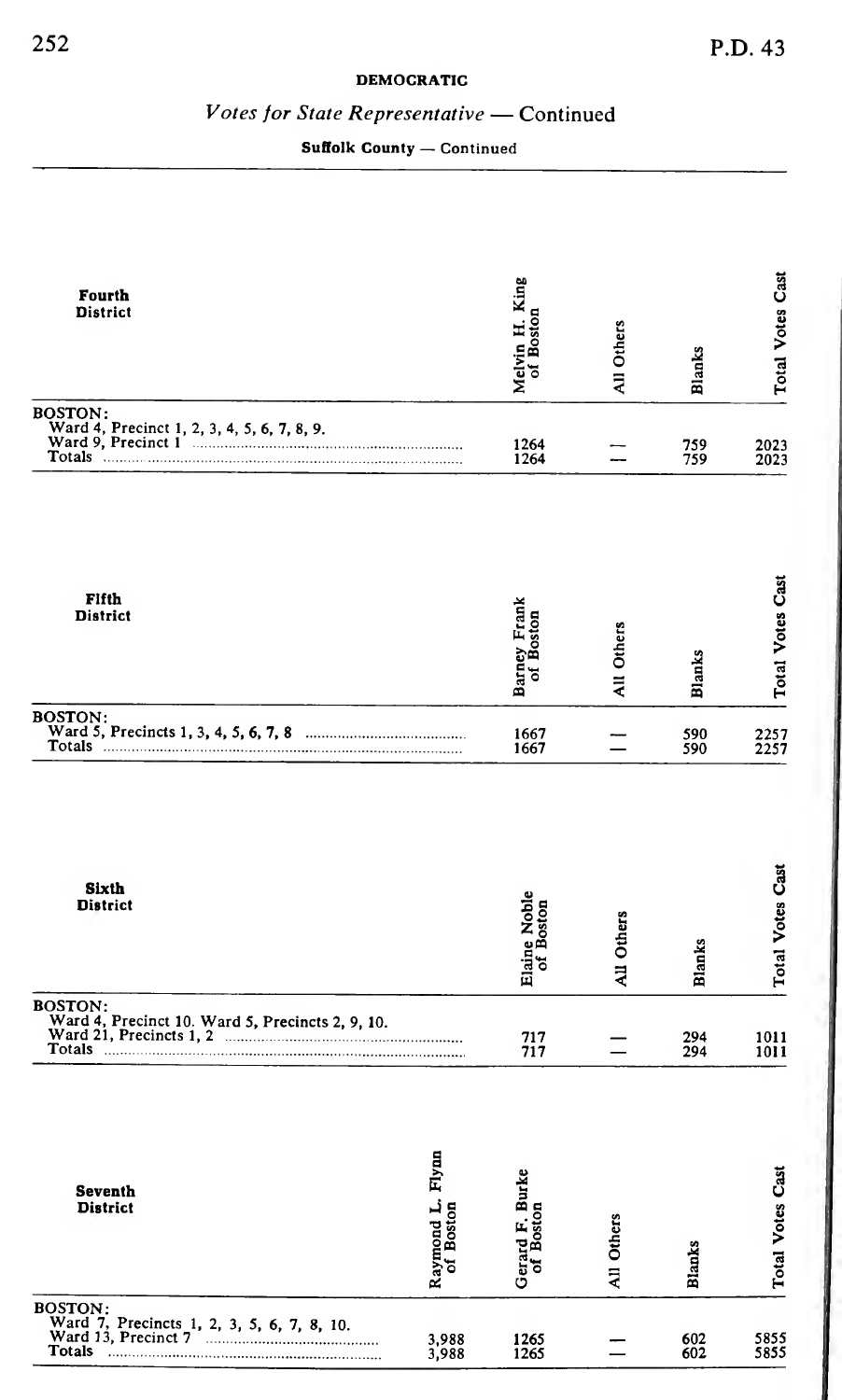**DEMOCRATIC**

## *Votes for State Representative* — Continued

**Suffolk County** — Continued

| Fourth District | Melvin H. King of Boston | All Others | Blanks | Total Votes Cast |
|---|---|---|---|---|
| BOSTON: | | | | |
| Ward 4, Precinct 1, 2, 3, 4, 5, 6, 7, 8, 9. Ward 9, Precinct 1 | 1264 | — | 759 | 2023 |
| Totals | 1264 | — | 759 | 2023 |

| Fifth District | Barney Frank of Boston | All Others | Blanks | Total Votes Cast |
|---|---|---|---|---|
| BOSTON: | | | | |
| Ward 5, Precincts 1, 3, 4, 5, 6, 7, 8 | 1667 | — | 590 | 2257 |
| Totals | 1667 | — | 590 | 2257 |

| Sixth District | Elaine Noble of Boston | All Others | Blanks | Total Votes Cast |
|---|---|---|---|---|
| BOSTON: | | | | |
| Ward 4, Precinct 10. Ward 5, Precincts 2, 9, 10. Ward 21, Precincts 1, 2 | 717 | — | 294 | 1011 |
| Totals | 717 | — | 294 | 1011 |

| Seventh District | Raymond L. Flynn of Boston | Gerard F. Burke of Boston | All Others | Blanks | Total Votes Cast |
|---|---|---|---|---|---|
| BOSTON: | | | | | |
| Ward 7, Precincts 1, 2, 3, 5, 6, 7, 8, 10. Ward 13, Precinct 7 | 3,988 | 1265 | — | 602 | 5855 |
| Totals | 3,988 | 1265 | — | 602 | 5855 |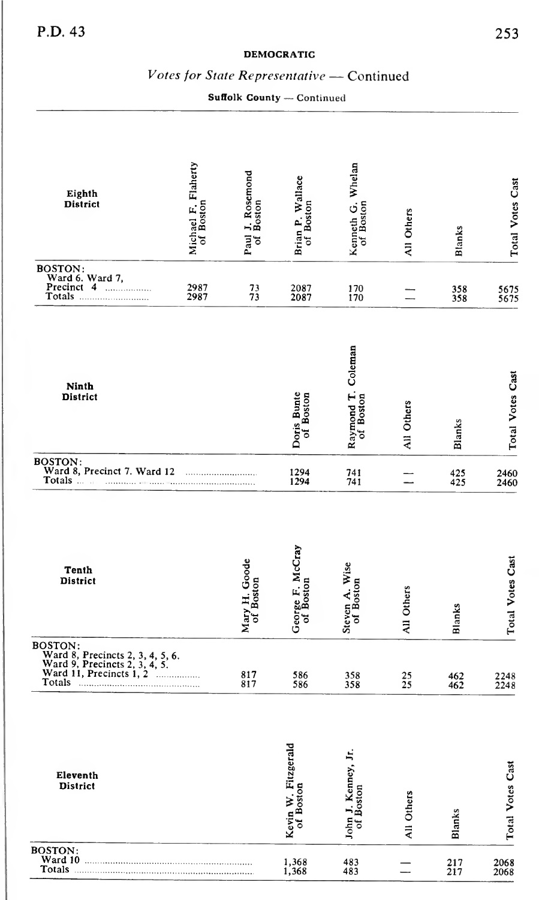## DEMOCRATIC

### *Votes for State Representative* — Continued

**Suffolk County** — Continued

| Eighth District | Michael F. Flaherty of Boston | Paul J. Rosemond of Boston | Brian P. Wallace of Boston | Kenneth G. Whelan of Boston | All Others | Blanks | Total Votes Cast |
|---|---|---|---|---|---|---|---|
| BOSTON: Ward 6. Ward 7, Precinct 4 | 2987 | 73 | 2087 | 170 | — | 358 | 5675 |
| Totals | 2987 | 73 | 2087 | 170 | — | 358 | 5675 |

| Ninth District | Doris Bunte of Boston | Raymond T. Coleman of Boston | All Others | Blanks | Total Votes Cast |
|---|---|---|---|---|---|
| BOSTON: Ward 8, Precinct 7. Ward 12 | 1294 | 741 | — | 425 | 2460 |
| Totals | 1294 | 741 | — | 425 | 2460 |

| Tenth District | Mary H. Goode of Boston | George F. McCray of Boston | Steven A. Wise of Boston | All Others | Blanks | Total Votes Cast |
|---|---|---|---|---|---|---|
| BOSTON: Ward 8, Precincts 2, 3, 4, 5, 6. Ward 9, Precincts 2, 3, 4, 5. Ward 11, Precincts 1, 2 | 817 | 586 | 358 | 25 | 462 | 2248 |
| Totals | 817 | 586 | 358 | 25 | 462 | 2248 |

| Eleventh District | Kevin W. Fitzgerald of Boston | John J. Kenney, Jr. of Boston | All Others | Blanks | Total Votes Cast |
|---|---|---|---|---|---|
| BOSTON: Ward 10 | 1,368 | 483 | — | 217 | 2068 |
| Totals | 1,368 | 483 | — | 217 | 2068 |